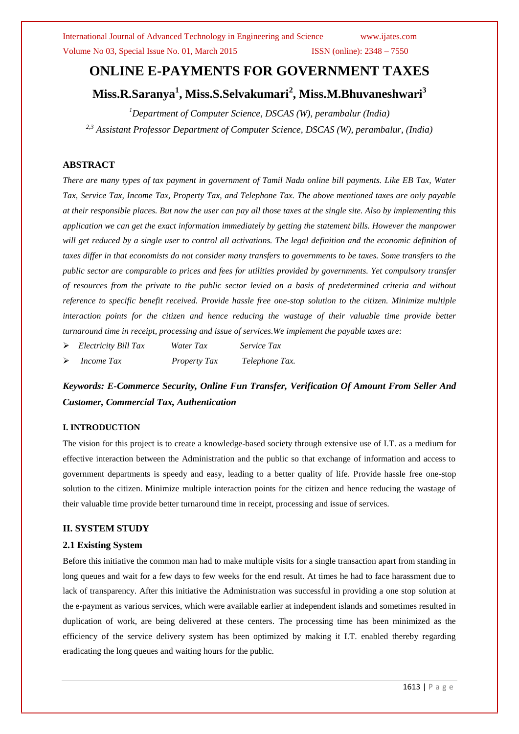# ONLINE E-PAYMENTS FOR GOVERNMENT TAXES

**Miss.R.Saranya[1], Miss.S.Selvakumari[2], Miss.M.Bhuvaneshwari[3]**

*[1]Department of Computer Science, DSCAS (W), perambalur (India)*

*[2,3] Assistant Professor Department of Computer Science, DSCAS (W), perambalur, (India)*

## ABSTRACT

*There are many types of tax payment in government of Tamil Nadu online bill payments. Like EB Tax, Water Tax, Service Tax, Income Tax, Property Tax, and Telephone Tax. The above mentioned taxes are only payable at their responsible places. But now the user can pay all those taxes at the single site. Also by implementing this application we can get the exact information immediately by getting the statement bills. However the manpower will get reduced by a single user to control all activations. The legal definition and the economic definition of taxes differ in that economists do not consider many transfers to governments to be taxes. Some transfers to the public sector are comparable to prices and fees for utilities provided by governments. Yet compulsory transfer of resources from the private to the public sector levied on a basis of predetermined criteria and without reference to specific benefit received. Provide hassle free one-stop solution to the citizen. Minimize multiple interaction points for the citizen and hence reducing the wastage of their valuable time provide better turnaround time in receipt, processing and issue of services.We implement the payable taxes are:*

- *Electricity Bill Tax     Water Tax     Service Tax*
- *Income Tax     Property Tax     Telephone Tax.*

***Keywords: E-Commerce Security, Online Fun Transfer, Verification Of Amount From Seller And Customer, Commercial Tax, Authentication***

### I. INTRODUCTION

The vision for this project is to create a knowledge-based society through extensive use of I.T. as a medium for effective interaction between the Administration and the public so that exchange of information and access to government departments is speedy and easy, leading to a better quality of life. Provide hassle free one-stop solution to the citizen. Minimize multiple interaction points for the citizen and hence reducing the wastage of their valuable time provide better turnaround time in receipt, processing and issue of services.

## II. SYSTEM STUDY

### 2.1 Existing System

Before this initiative the common man had to make multiple visits for a single transaction apart from standing in long queues and wait for a few days to few weeks for the end result. At times he had to face harassment due to lack of transparency. After this initiative the Administration was successful in providing a one stop solution at the e-payment as various services, which were available earlier at independent islands and sometimes resulted in duplication of work, are being delivered at these centers. The processing time has been minimized as the efficiency of the service delivery system has been optimized by making it I.T. enabled thereby regarding eradicating the long queues and waiting hours for the public.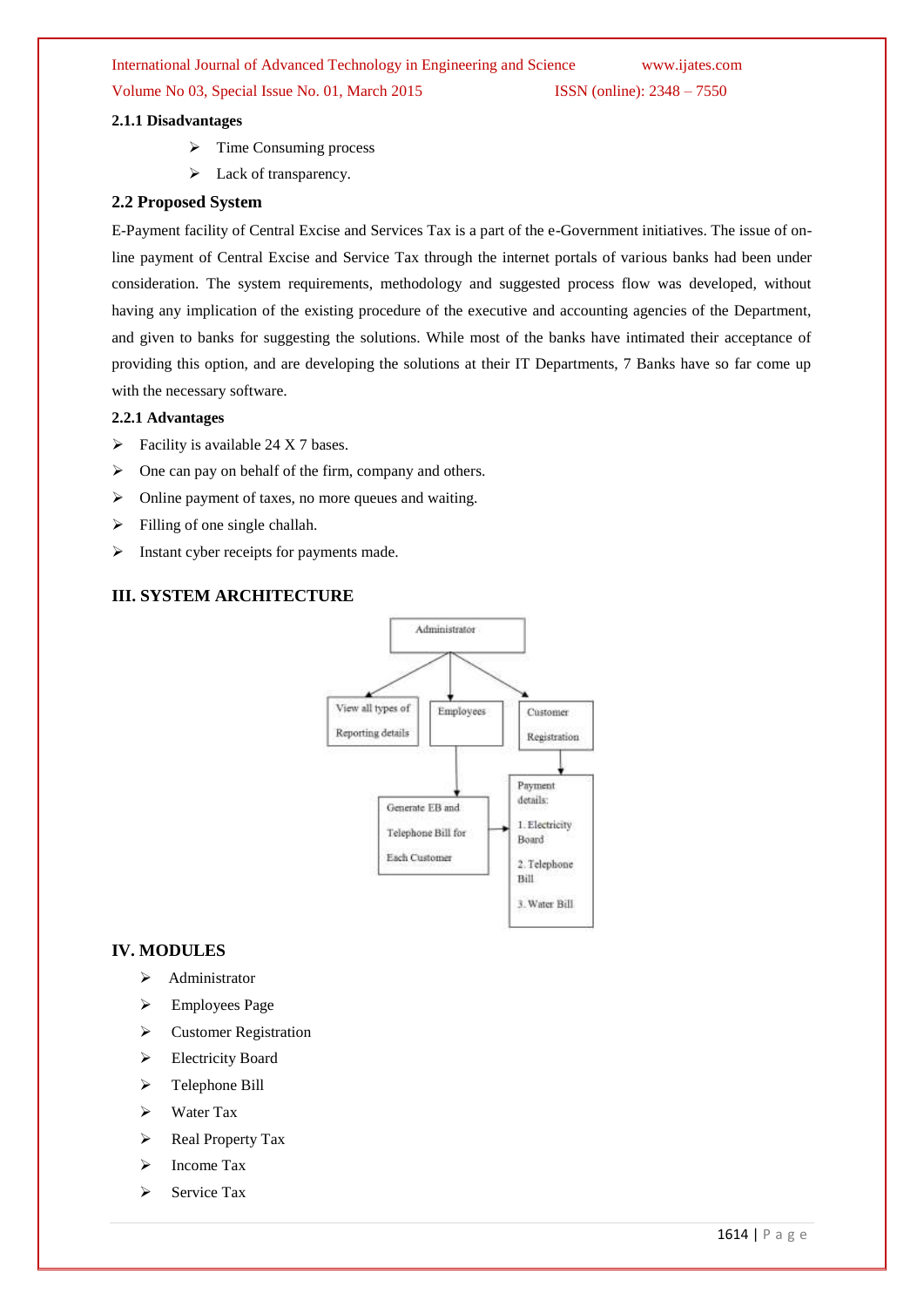### 2.1.1 Disadvantages

- Time Consuming process
- Lack of transparency.

## 2.2 Proposed System

E-Payment facility of Central Excise and Services Tax is a part of the e-Government initiatives. The issue of on-line payment of Central Excise and Service Tax through the internet portals of various banks had been under consideration. The system requirements, methodology and suggested process flow was developed, without having any implication of the existing procedure of the executive and accounting agencies of the Department, and given to banks for suggesting the solutions. While most of the banks have intimated their acceptance of providing this option, and are developing the solutions at their IT Departments, 7 Banks have so far come up with the necessary software.

### 2.2.1 Advantages

- Facility is available 24 X 7 bases.
- One can pay on behalf of the firm, company and others.
- Online payment of taxes, no more queues and waiting.
- Filling of one single challah.
- Instant cyber receipts for payments made.

# III. SYSTEM ARCHITECTURE

Administrator

View all types of Reporting details

Employees

Customer Registration

Generate EB and Telephone Bill for Each Customer

Payment details:
1. Electricity Board
2. Telephone Bill
3. Water Bill

# IV. MODULES

- Administrator
- Employees Page
- Customer Registration
- Electricity Board
- Telephone Bill
- Water Tax
- Real Property Tax
- Income Tax
- Service Tax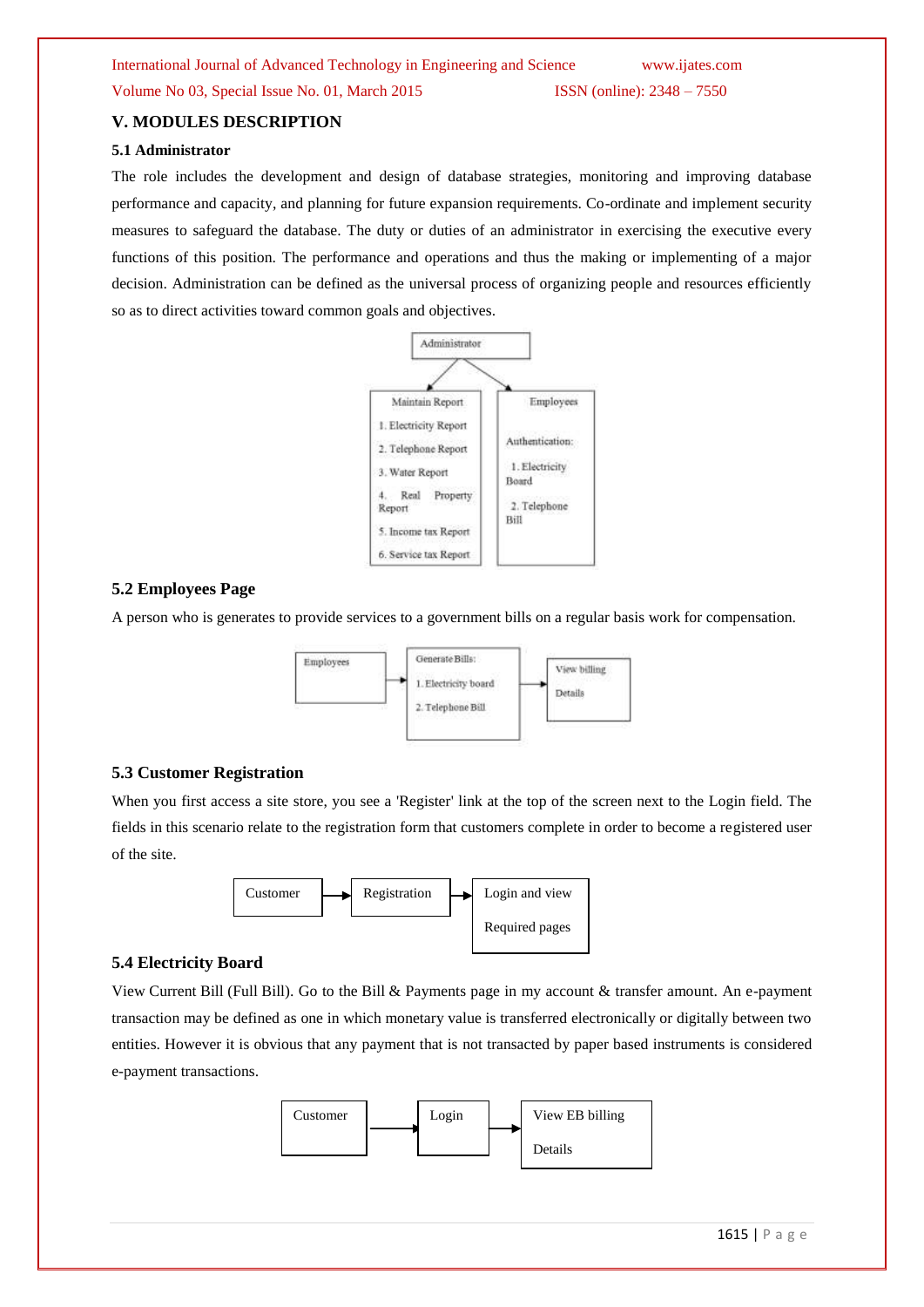## V. MODULES DESCRIPTION

### 5.1 Administrator

The role includes the development and design of database strategies, monitoring and improving database performance and capacity, and planning for future expansion requirements. Co-ordinate and implement security measures to safeguard the database. The duty or duties of an administrator in exercising the executive every functions of this position. The performance and operations and thus the making or implementing of a major decision. Administration can be defined as the universal process of organizing people and resources efficiently so as to direct activities toward common goals and objectives.

Administrator

Maintain Report
1. Electricity Report
2. Telephone Report
3. Water Report
4. Real Property Report
5. Income tax Report
6. Service tax Report

Employees
Authentication:
1. Electricity Board
2. Telephone Bill

### 5.2 Employees Page

A person who is generates to provide services to a government bills on a regular basis work for compensation.

Employees → Generate Bills: 1. Electricity board 2. Telephone Bill → View billing Details

### 5.3 Customer Registration

When you first access a site store, you see a 'Register' link at the top of the screen next to the Login field. The fields in this scenario relate to the registration form that customers complete in order to become a registered user of the site.

Customer → Registration → Login and view Required pages

### 5.4 Electricity Board

View Current Bill (Full Bill). Go to the Bill & Payments page in my account & transfer amount. An e-payment transaction may be defined as one in which monetary value is transferred electronically or digitally between two entities. However it is obvious that any payment that is not transacted by paper based instruments is considered e-payment transactions.

Customer → Login → View EB billing Details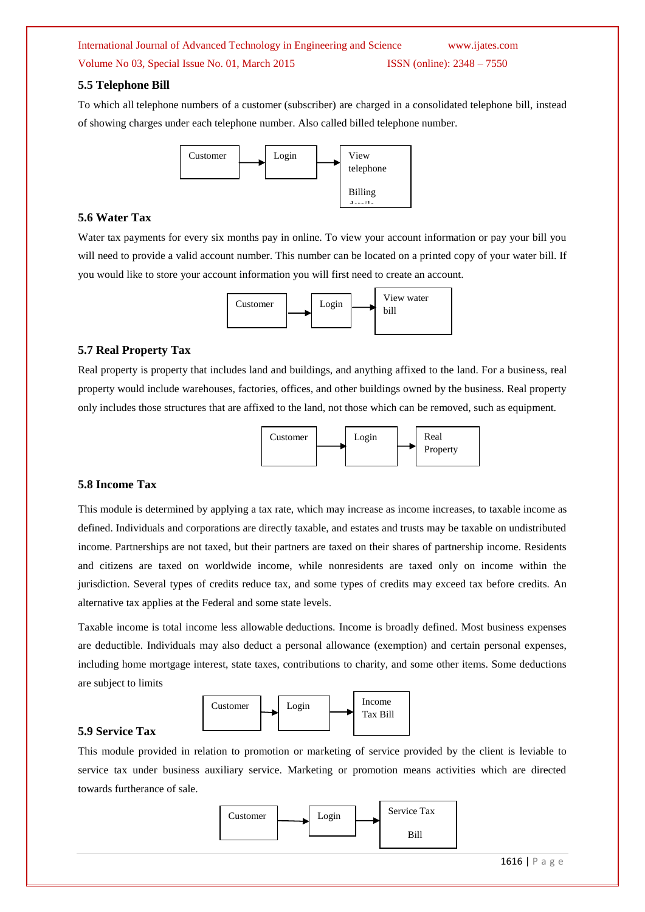### 5.5 Telephone Bill

To which all telephone numbers of a customer (subscriber) are charged in a consolidated telephone bill, instead of showing charges under each telephone number. Also called billed telephone number.

Customer → Login → View telephone Billing details

### 5.6 Water Tax

Water tax payments for every six months pay in online. To view your account information or pay your bill you will need to provide a valid account number. This number can be located on a printed copy of your water bill. If you would like to store your account information you will first need to create an account.

Customer → Login → View water bill

### 5.7 Real Property Tax

Real property is property that includes land and buildings, and anything affixed to the land. For a business, real property would include warehouses, factories, offices, and other buildings owned by the business. Real property only includes those structures that are affixed to the land, not those which can be removed, such as equipment.

Customer → Login → Real Property

### 5.8 Income Tax

This module is determined by applying a tax rate, which may increase as income increases, to taxable income as defined. Individuals and corporations are directly taxable, and estates and trusts may be taxable on undistributed income. Partnerships are not taxed, but their partners are taxed on their shares of partnership income. Residents and citizens are taxed on worldwide income, while nonresidents are taxed only on income within the jurisdiction. Several types of credits reduce tax, and some types of credits may exceed tax before credits. An alternative tax applies at the Federal and some state levels.

Taxable income is total income less allowable deductions. Income is broadly defined. Most business expenses are deductible. Individuals may also deduct a personal allowance (exemption) and certain personal expenses, including home mortgage interest, state taxes, contributions to charity, and some other items. Some deductions are subject to limits

Customer → Login → Income Tax Bill

### 5.9 Service Tax

This module provided in relation to promotion or marketing of service provided by the client is leviable to service tax under business auxiliary service. Marketing or promotion means activities which are directed towards furtherance of sale.

Customer → Login → Service Tax Bill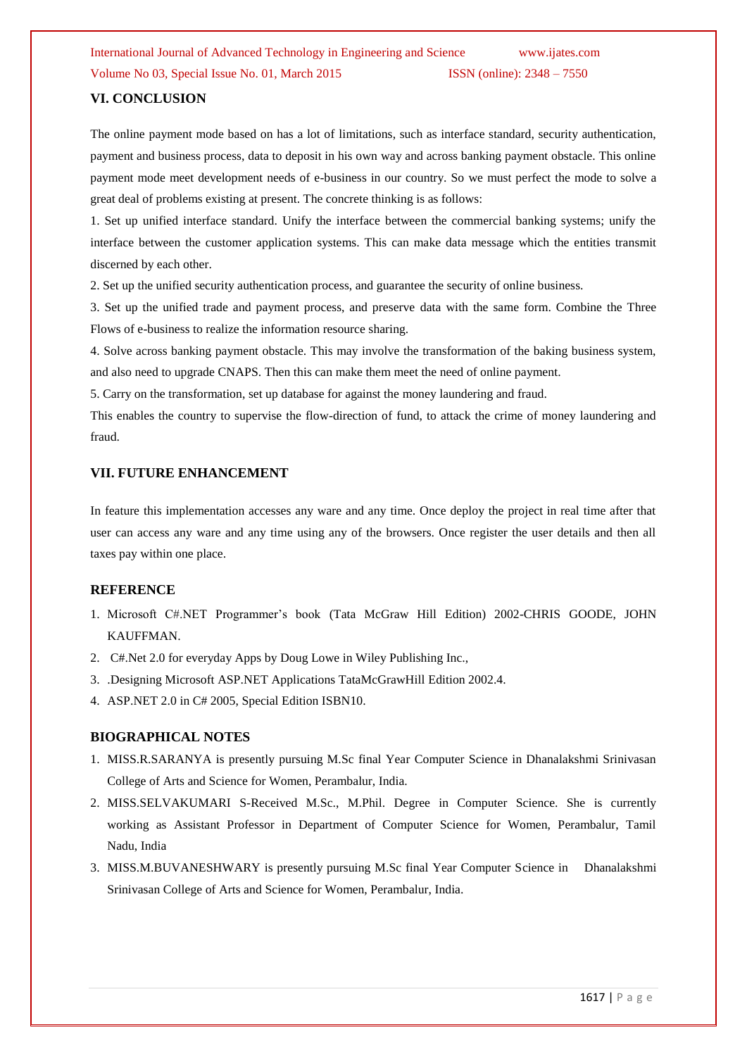## VI. CONCLUSION

The online payment mode based on has a lot of limitations, such as interface standard, security authentication, payment and business process, data to deposit in his own way and across banking payment obstacle. This online payment mode meet development needs of e-business in our country. So we must perfect the mode to solve a great deal of problems existing at present. The concrete thinking is as follows:

1. Set up unified interface standard. Unify the interface between the commercial banking systems; unify the interface between the customer application systems. This can make data message which the entities transmit discerned by each other.
2. Set up the unified security authentication process, and guarantee the security of online business.
3. Set up the unified trade and payment process, and preserve data with the same form. Combine the Three Flows of e-business to realize the information resource sharing.
4. Solve across banking payment obstacle. This may involve the transformation of the baking business system, and also need to upgrade CNAPS. Then this can make them meet the need of online payment.
5. Carry on the transformation, set up database for against the money laundering and fraud.

This enables the country to supervise the flow-direction of fund, to attack the crime of money laundering and fraud.

## VII. FUTURE ENHANCEMENT

In feature this implementation accesses any ware and any time. Once deploy the project in real time after that user can access any ware and any time using any of the browsers. Once register the user details and then all taxes pay within one place.

## REFERENCE

1. Microsoft C#.NET Programmer's book (Tata McGraw Hill Edition) 2002-CHRIS GOODE, JOHN KAUFFMAN.
2. C#.Net 2.0 for everyday Apps by Doug Lowe in Wiley Publishing Inc.,
3. .Designing Microsoft ASP.NET Applications TataMcGrawHill Edition 2002.4.
4. ASP.NET 2.0 in C# 2005, Special Edition ISBN10.

## BIOGRAPHICAL NOTES

1. MISS.R.SARANYA is presently pursuing M.Sc final Year Computer Science in Dhanalakshmi Srinivasan College of Arts and Science for Women, Perambalur, India.
2. MISS.SELVAKUMARI S-Received M.Sc., M.Phil. Degree in Computer Science. She is currently working as Assistant Professor in Department of Computer Science for Women, Perambalur, Tamil Nadu, India
3. MISS.M.BUVANESHWARY is presently pursuing M.Sc final Year Computer Science in Dhanalakshmi Srinivasan College of Arts and Science for Women, Perambalur, India.